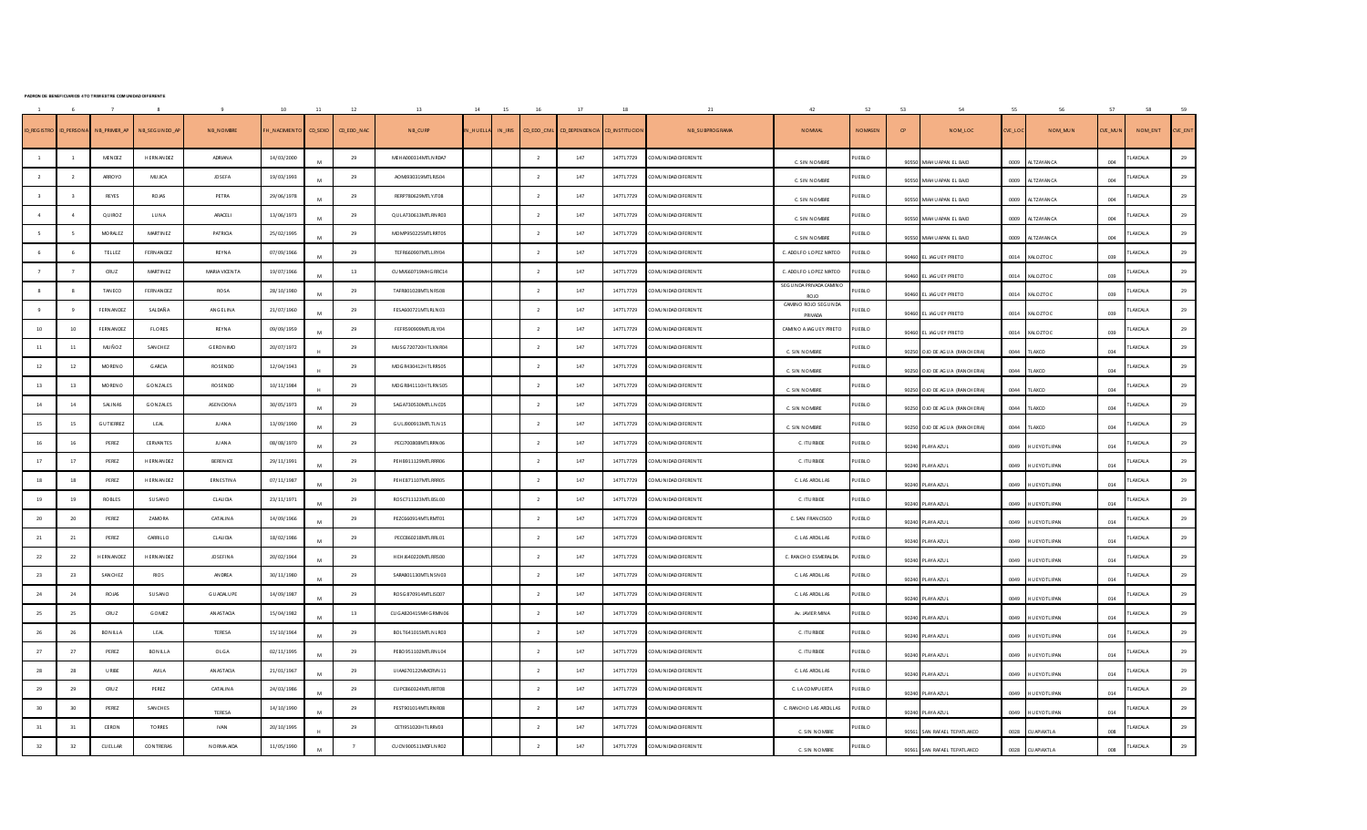**PADRON DE BENEFICIARIOS 4TO TRIMESTRE COMUNIDAD DIFERENTE**

| 1 | 6 | 7 | 8 | 9 | 10 | 11 | 12 | 13 | 14 | 15 | 16 | 17 | 18 | 21 | 42 | 52 | 53 | 54 | 55 | 56 | 57 | 58 | 59 |
|---|---|---|---|---|---|---|---|---|---|---|---|---|---|---|---|---|---|---|---|---|---|---|---|
| ID_REGISTRO | ID_PERSONA | NB_PRIMER_AP | NB_SEGUNDO_AP | NB_NOMBRE | FH_NACIMIENTO | CD_SEXO | CD_EDO_NAC | NB_CURP | IN_HUELLA | IN_IRIS | CD_EDO_CIVIL | CD_DEPENDENCIA | CD_INSTITUCION | NB_SUBPROGRAMA | NOMVIAL | NOMASEN | CP | NOM_LOC | CVE_LOC | NOM_MUN | CVE_MUN | NOM_ENT | CVE_ENT |
| 1 | 1 | MENDEZ | HERNANDEZ | ADRIANA | 14/03/2000 | M | 29 | MEHA000314MTLNRDA7 | | | 2 | 147 | 147TL7729 | COMUNIDAD DIFERENTE | C. SIN NOMBRE | PUEBLO | 90550 | MIAHUAPAN EL BAJO | 0009 | ALTZAYANCA | 004 | TLAXCALA | 29 |
| 2 | 2 | ARROYO | MUJICA | JOSEFA | 19/03/1993 | M | 29 | AOMJ930319MTLRJS04 | | | 2 | 147 | 147TL7729 | COMUNIDAD DIFERENTE | C. SIN NOMBRE | PUEBLO | 90550 | MIAHUAPAN EL BAJO | 0009 | ALTZAYANCA | 004 | TLAXCALA | 29 |
| 3 | 3 | REYES | ROJAS | PETRA | 29/06/1978 | M | 29 | RERP780629MTLYJT08 | | | 2 | 147 | 147TL7729 | COMUNIDAD DIFERENTE | C. SIN NOMBRE | PUEBLO | 90550 | MIAHUAPAN EL BAJO | 0009 | ALTZAYANCA | 004 | TLAXCALA | 29 |
| 4 | 4 | QUIROZ | LUNA | ARACELI | 13/06/1973 | M | 29 | QULA730613MTLRNR03 | | | 2 | 147 | 147TL7729 | COMUNIDAD DIFERENTE | C. SIN NOMBRE | PUEBLO | 90550 | MIAHUAPAN EL BAJO | 0009 | ALTZAYANCA | 004 | TLAXCALA | 29 |
| 5 | 5 | MORALEZ | MARTINEZ | PATRICIA | 25/02/1995 | M | 29 | MOMP950225MTLRRT05 | | | 2 | 147 | 147TL7729 | COMUNIDAD DIFERENTE | C. SIN NOMBRE | PUEBLO | 90550 | MIAHUAPAN EL BAJO | 0009 | ALTZAYANCA | 004 | TLAXCALA | 29 |
| 6 | 6 | TELLEZ | FERNANDEZ | REYNA | 07/09/1966 | M | 29 | TEFR660907MTLLRY04 | | | 2 | 147 | 147TL7729 | COMUNIDAD DIFERENTE | C. ADOLFO LOPEZ MATEO | PUEBLO | 90460 | EL JAGUEY PRIETO | 0014 | XALOZTOC | 039 | TLAXCALA | 29 |
| 7 | 7 | CRUZ | MARTINEZ | MARIA VICENTA | 19/07/1966 | M | 13 | CUMV660719MHGRRC14 | | | 2 | 147 | 147TL7729 | COMUNIDAD DIFERENTE | C. ADOLFO LOPEZ MATEO | PUEBLO | 90460 | EL JAGUEY PRIETO | 0014 | XALOZTOC | 039 | TLAXCALA | 29 |
| 8 | 8 | TANECO | FERNANDEZ | ROSA | 28/10/1980 | M | 29 | TAFR801028MTLNRS08 | | | 2 | 147 | 147TL7729 | COMUNIDAD DIFERENTE | SEGUNDA PRIVADA CAMINO ROJO | PUEBLO | 90460 | EL JAGUEY PRIETO | 0014 | XALOZTOC | 039 | TLAXCALA | 29 |
| 9 | 9 | FERNANDEZ | SALDAÑA | ANGELINA | 21/07/1960 | M | 29 | FESA600721MTLRLN03 | | | 2 | 147 | 147TL7729 | COMUNIDAD DIFERENTE | CAMINO ROJO SEGUNDA PRIVADA | PUEBLO | 90460 | EL JAGUEY PRIETO | 0014 | XALOZTOC | 039 | TLAXCALA | 29 |
| 10 | 10 | FERNANDEZ | FLORES | REYNA | 09/09/1959 | M | 29 | FEFR590909MTLRLY04 | | | 2 | 147 | 147TL7729 | COMUNIDAD DIFERENTE | CAMINO A JAGUEY PRIETO | PUEBLO | 90460 | EL JAGUEY PRIETO | 0014 | XALOZTOC | 039 | TLAXCALA | 29 |
| 11 | 11 | MUÑOZ | SANCHEZ | GERONIMO | 20/07/1972 | H | 29 | MUSG720720HTLXNR04 | | | 2 | 147 | 147TL7729 | COMUNIDAD DIFERENTE | C. SIN NOMBRE | PUEBLO | 90250 | OJO DE AGUA (RANCHERIA) | 0044 | TLAXCO | 034 | TLAXCALA | 29 |
| 12 | 12 | MORENO | GARCIA | ROSENDO | 12/04/1943 | H | 29 | MOGR430412HTLRRS05 | | | 2 | 147 | 147TL7729 | COMUNIDAD DIFERENTE | C. SIN NOMBRE | PUEBLO | 90250 | OJO DE AGUA (RANCHERIA) | 0044 | TLAXCO | 034 | TLAXCALA | 29 |
| 13 | 13 | MORENO | GONZALES | ROSENDO | 10/11/1984 | H | 29 | MOGR841110HTLRNS05 | | | 2 | 147 | 147TL7729 | COMUNIDAD DIFERENTE | C. SIN NOMBRE | PUEBLO | 90250 | OJO DE AGUA (RANCHERIA) | 0044 | TLAXCO | 034 | TLAXCALA | 29 |
| 14 | 14 | SALINAS | GONZALES | ASENCIONA | 30/05/1973 | M | 29 | SAGA730530MTLLNC05 | | | 2 | 147 | 147TL7729 | COMUNIDAD DIFERENTE | C. SIN NOMBRE | PUEBLO | 90250 | OJO DE AGUA (RANCHERIA) | 0044 | TLAXCO | 034 | TLAXCALA | 29 |
| 15 | 15 | GUTIERREZ | LEAL | JUANA | 13/09/1990 | M | 29 | GULJ900913MTLTLN15 | | | 2 | 147 | 147TL7729 | COMUNIDAD DIFERENTE | C. SIN NOMBRE | PUEBLO | 90250 | OJO DE AGUA (RANCHERIA) | 0044 | TLAXCO | 034 | TLAXCALA | 29 |
| 16 | 16 | PEREZ | CERVANTES | JUANA | 08/08/1970 | M | 29 | PECJ700808MTLRRN06 | | | 2 | 147 | 147TL7729 | COMUNIDAD DIFERENTE | C. ITURBIDE | PUEBLO | 90240 | PLAYA AZUL | 0049 | HUEYOTLIPAN | 014 | TLAXCALA | 29 |
| 17 | 17 | PEREZ | HERNANDEZ | BERENICE | 29/11/1991 | M | 29 | PEHB911129MTLRRR06 | | | 2 | 147 | 147TL7729 | COMUNIDAD DIFERENTE | C. ITURBIDE | PUEBLO | 90240 | PLAYA AZUL | 0049 | HUEYOTLIPAN | 014 | TLAXCALA | 29 |
| 18 | 18 | PEREZ | HERNANDEZ | ERNESTINA | 07/11/1987 | M | 29 | PEHE871107MTLRRR05 | | | 2 | 147 | 147TL7729 | COMUNIDAD DIFERENTE | C. LAS ARDILLAS | PUEBLO | 90240 | PLAYA AZUL | 0049 | HUEYOTLIPAN | 014 | TLAXCALA | 29 |
| 19 | 19 | ROBLES | SUSANO | CLAUDIA | 23/11/1971 | M | 29 | ROSC711123MTLBSL00 | | | 2 | 147 | 147TL7729 | COMUNIDAD DIFERENTE | C. ITURBIDE | PUEBLO | 90240 | PLAYA AZUL | 0049 | HUEYOTLIPAN | 014 | TLAXCALA | 29 |
| 20 | 20 | PEREZ | ZAMORA | CATALINA | 14/09/1966 | M | 29 | PEZC660914MTLRMT01 | | | 2 | 147 | 147TL7729 | COMUNIDAD DIFERENTE | C. SAN FRANCISCO | PUEBLO | 90240 | PLAYA AZUL | 0049 | HUEYOTLIPAN | 014 | TLAXCALA | 29 |
| 21 | 21 | PEREZ | CARRILLO | CLAUDIA | 18/02/1986 | M | 29 | PECC860218MTLRRL01 | | | 2 | 147 | 147TL7729 | COMUNIDAD DIFERENTE | C. LAS ARDILLAS | PUEBLO | 90240 | PLAYA AZUL | 0049 | HUEYOTLIPAN | 014 | TLAXCALA | 29 |
| 22 | 22 | HERNANDEZ | HERNANDEZ | JOSEFINA | 20/02/1964 | M | 29 | HOHJ640220MTLRRS00 | | | 2 | 147 | 147TL7729 | COMUNIDAD DIFERENTE | C. RANCHO ESMERALDA | PUEBLO | 90240 | PLAYA AZUL | 0049 | HUEYOTLIPAN | 014 | TLAXCALA | 29 |
| 23 | 23 | SANCHEZ | RIOS | ANDREA | 30/11/1980 | M | 29 | SARA801130MTLNSN03 | | | 2 | 147 | 147TL7729 | COMUNIDAD DIFERENTE | C. LAS ARDILLAS | PUEBLO | 90240 | PLAYA AZUL | 0049 | HUEYOTLIPAN | 014 | TLAXCALA | 29 |
| 24 | 24 | ROJAS | SUSANO | GUADALUPE | 14/09/1987 | M | 29 | ROSG870914MTLJSD07 | | | 2 | 147 | 147TL7729 | COMUNIDAD DIFERENTE | C. LAS ARDILLAS | PUEBLO | 90240 | PLAYA AZUL | 0049 | HUEYOTLIPAN | 014 | TLAXCALA | 29 |
| 25 | 25 | CRUZ | GOMEZ | ANASTACIA | 15/04/1982 | M | 13 | CUGA820415MHGRMN06 | | | 2 | 147 | 147TL7729 | COMUNIDAD DIFERENTE | Av. JAVIER MINA | PUEBLO | 90240 | PLAYA AZUL | 0049 | HUEYOTLIPAN | 014 | TLAXCALA | 29 |
| 26 | 26 | BONILLA | LEAL | TERESA | 15/10/1964 | M | 29 | BOLT641015MTLNLR03 | | | 2 | 147 | 147TL7729 | COMUNIDAD DIFERENTE | C. ITURBIDE | PUEBLO | 90240 | PLAYA AZUL | 0049 | HUEYOTLIPAN | 014 | TLAXCALA | 29 |
| 27 | 27 | PEREZ | BONILLA | OLGA | 02/11/1995 | M | 29 | PEBO951102MTLRNL04 | | | 2 | 147 | 147TL7729 | COMUNIDAD DIFERENTE | C. ITURBIDE | PUEBLO | 90240 | PLAYA AZUL | 0049 | HUEYOTLIPAN | 014 | TLAXCALA | 29 |
| 28 | 28 | URIBE | AVILA | ANASTACIA | 21/01/1967 | M | 29 | UIAA670122MMCRVN11 | | | 2 | 147 | 147TL7729 | COMUNIDAD DIFERENTE | C. LAS ARDILLAS | PUEBLO | 90240 | PLAYA AZUL | 0049 | HUEYOTLIPAN | 014 | TLAXCALA | 29 |
| 29 | 29 | CRUZ | PEREZ | CATALINA | 24/03/1986 | M | 29 | CUPC860324MTLRRT08 | | | 2 | 147 | 147TL7729 | COMUNIDAD DIFERENTE | C. LA COMPUERTA | PUEBLO | 90240 | PLAYA AZUL | 0049 | HUEYOTLIPAN | 014 | TLAXCALA | 29 |
| 30 | 30 | PEREZ | SANCHES | TERESA | 14/10/1990 | M | 29 | PEST901014MTLRNR08 | | | 2 | 147 | 147TL7729 | COMUNIDAD DIFERENTE | C. RANCHO LAS ARDILLAS | PUEBLO | 90240 | PLAYA AZUL | 0049 | HUEYOTLIPAN | 014 | TLAXCALA | 29 |
| 31 | 31 | CERON | TORRES | IVAN | 20/10/1995 | H | 29 | CETI951020HTLRRV03 | | | 2 | 147 | 147TL7729 | COMUNIDAD DIFERENTE | C. SIN NOMBRE | PUEBLO | 90561 | SAN RAFAEL TEPATLAXCO | 0028 | CUAPIAXTLA | 008 | TLAXCALA | 29 |
| 32 | 32 | CUELLAR | CONTRERAS | NORMA AIDA | 11/05/1990 | M | 7 | CUCN900511MCFLNR02 | | | 2 | 147 | 147TL7729 | COMUNIDAD DIFERENTE | C. SIN NOMBRE | PUEBLO | 90561 | SAN RAFAEL TEPATLAXCO | 0028 | CUAPIAXTLA | 008 | TLAXCALA | 29 |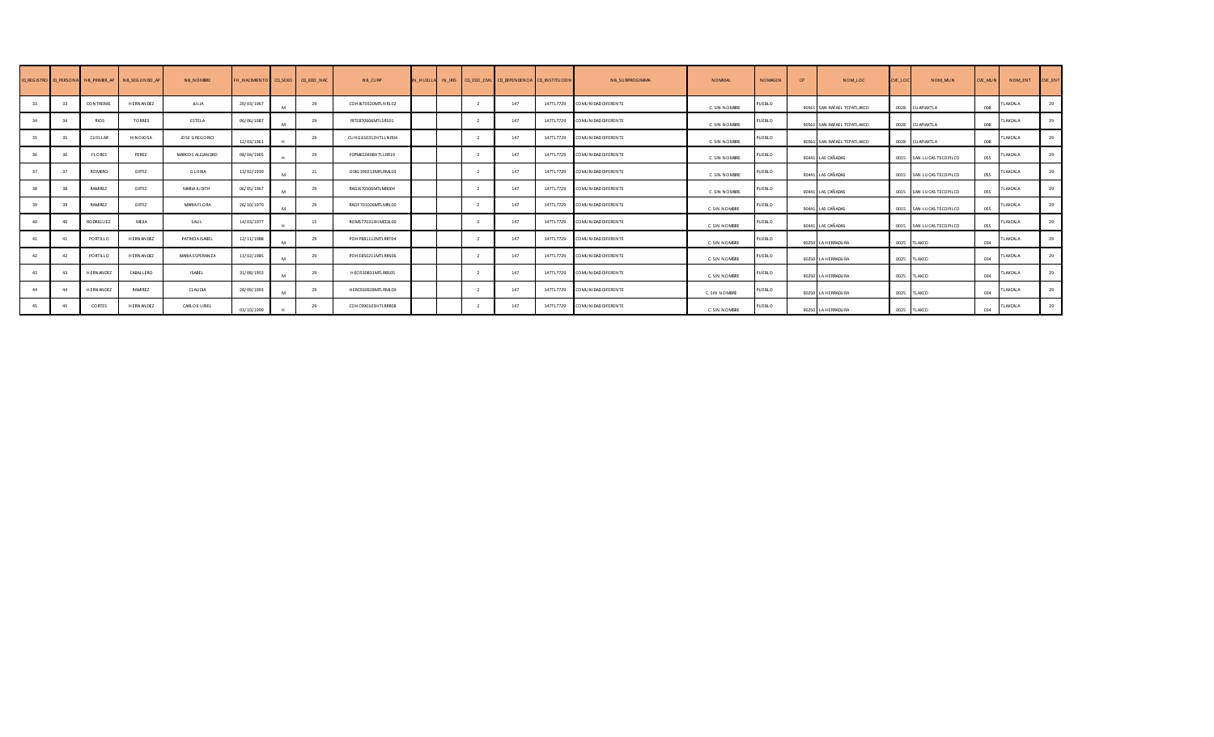| ID_REGISTRO | ID_PERSONA | NB_PRIMER_AP | NB_SEGUNDO_AP | NB_NOMBRE | FH_NACIMIENTO | CD_SEXO | CD_EDO_NAC | NB_CURP | IN_HUELLA | IN_IRIS | CD_EDO_CIVIL | CD_DEPENDENCIA | CD_INSTITUCION | NB_SUBPROGRAMA | NOMVIAL | NOMASEN | CP | NOM_LOC | CVE_LOC | NOM_MUN | CVE_MUN | NOM_ENT | CVE_ENT |
|---|---|---|---|---|---|---|---|---|---|---|---|---|---|---|---|---|---|---|---|---|---|---|---|
| 33 | 33 | CONTRERAS | HERNANDEZ | JULIA | 20/03/1967 | M | 29 | COHJ670320MTLNRL02 | | | 2 | 147 | 147TL7729 | COMUNIDAD DIFERENTE | C. SIN NOMBRE | PUEBLO | 90561 | SAN RAFAEL TEPATLAXCO | 0028 | CUAPIAXTLA | 008 | TLAXCALA | 29 |
| 34 | 34 | RIOS | TORRES | ESTELA | 06/06/1987 | M | 29 | RITE870606MTLSRS01 | | | 2 | 147 | 147TL7729 | COMUNIDAD DIFERENTE | C. SIN NOMBRE | PUEBLO | 90561 | SAN RAFAEL TEPATLAXCO | 0028 | CUAPIAXTLA | 008 | TLAXCALA | 29 |
| 35 | 35 | CUELLAR | HINOJOSA | JOSE GREGORIO | 12/03/1961 | H | 29 | CUHG610312HTLLNR04 | | | 2 | 147 | 147TL7729 | COMUNIDAD DIFERENTE | C. SIN NOMBRE | PUEBLO | 90561 | SAN RAFAEL TEPATLAXCO | 0028 | CUAPIAXTLA | 008 | TLAXCALA | 29 |
| 36 | 36 | FLORES | PEREZ | MARCOS ALEJANDRO | 08/04/1965 | H | 29 | FOPM650408HTLLRR19 | | | 2 | 147 | 147TL7729 | COMUNIDAD DIFERENTE | C. SIN NOMBRE | PUEBLO | 90441 | LAS CAÑADAS | 0015 | SAN LUCAS TECOPILCO | 055 | TLAXCALA | 29 |
| 37 | 37 | ROMERO | ORTIZ | GLORIA | 13/02/1939 | M | 21 | OIRG390213MPLRML03 | | | 2 | 147 | 147TL7729 | COMUNIDAD DIFERENTE | C. SIN NOMBRE | PUEBLO | 90441 | LAS CAÑADAS | 0015 | SAN LUCAS TECOPILCO | 055 | TLAXCALA | 29 |
| 38 | 38 | RAMIREZ | ORTIZ | MARIA JUDITH | 06/05/1967 | M | 29 | RADJ670506MTLMRD04 | | | 2 | 147 | 147TL7729 | COMUNIDAD DIFERENTE | C. SIN NOMBRE | PUEBLO | 90441 | LAS CAÑADAS | 0015 | SAN LUCAS TECOPILCO | 055 | TLAXCALA | 29 |
| 39 | 39 | RAMIREZ | ORTIZ | MARIA FLORA | 26/10/1970 | M | 29 | RAOF701026MTLMRL00 | | | 2 | 147 | 147TL7729 | COMUNIDAD DIFERENTE | C. SIN NOMBRE | PUEBLO | 90441 | LAS CAÑADAS | 0015 | SAN LUCAS TECOPILCO | 055 | TLAXCALA | 29 |
| 40 | 40 | RODRIGUEZ | MEJIA | SAUL | 14/03/1977 | H | 15 | ROMS770314HMCDJL00 | | | 2 | 147 | 147TL7729 | COMUNIDAD DIFERENTE | C. SIN NOMBRE | PUEBLO | 90441 | LAS CAÑADAS | 0015 | SAN LUCAS TECOPILCO | 055 | TLAXCALA | 29 |
| 41 | 41 | PORTILLO | HERNANDEZ | PATRICIA ISABEL | 12/11/1988 | M | 29 | POHP881112MTLRRT04 | | | 2 | 147 | 147TL7729 | COMUNIDAD DIFERENTE | C. SIN NOMBRE | PUEBLO | 90250 | LA HERRADURA | 0025 | TLAXCO | 034 | TLAXCALA | 29 |
| 42 | 42 | PORTILLO | HERNANDEZ | MARIA ESPERANZA | 11/02/1985 | M | 29 | POHE850211MTLRRS06 | | | 2 | 147 | 147TL7729 | COMUNIDAD DIFERENTE | C. SIN NOMBRE | PUEBLO | 90250 | LA HERRADURA | 0025 | TLAXCO | 034 | TLAXCALA | 29 |
| 43 | 43 | HERNANDEZ | CABALLERO | ISABEL | 31/08/1953 | H | 29 | HECI530831MTLRBS05 | | | 2 | 147 | 147TL7729 | COMUNIDAD DIFERENTE | C. SIN NOMBRE | PUEBLO | 90250 | LA HERRADURA | 0025 | TLAXCO | 034 | TLAXCALA | 29 |
| 44 | 44 | HERNANDEZ | RAMIREZ | CLAUDIA | 28/09/1993 | M | 29 | HERC930928MTLRML09 | | | 2 | 147 | 147TL7729 | COMUNIDAD DIFERENTE | C. SIN NOMBRE | PUEBLO | 90250 | LA HERRADURA | 0025 | TLAXCO | 034 | TLAXCALA | 29 |
| 45 | 45 | CORTES | HERNANDEZ | CARLOS URIEL | 03/10/1999 | H | 29 | COHC991003HTLRRR08 | | | 2 | 147 | 147TL7729 | COMUNIDAD DIFERENTE | C. SIN NOMBRE | PUEBLO | 90250 | LA HERRADURA | 0025 | TLAXCO | 034 | TLAXCALA | 29 |